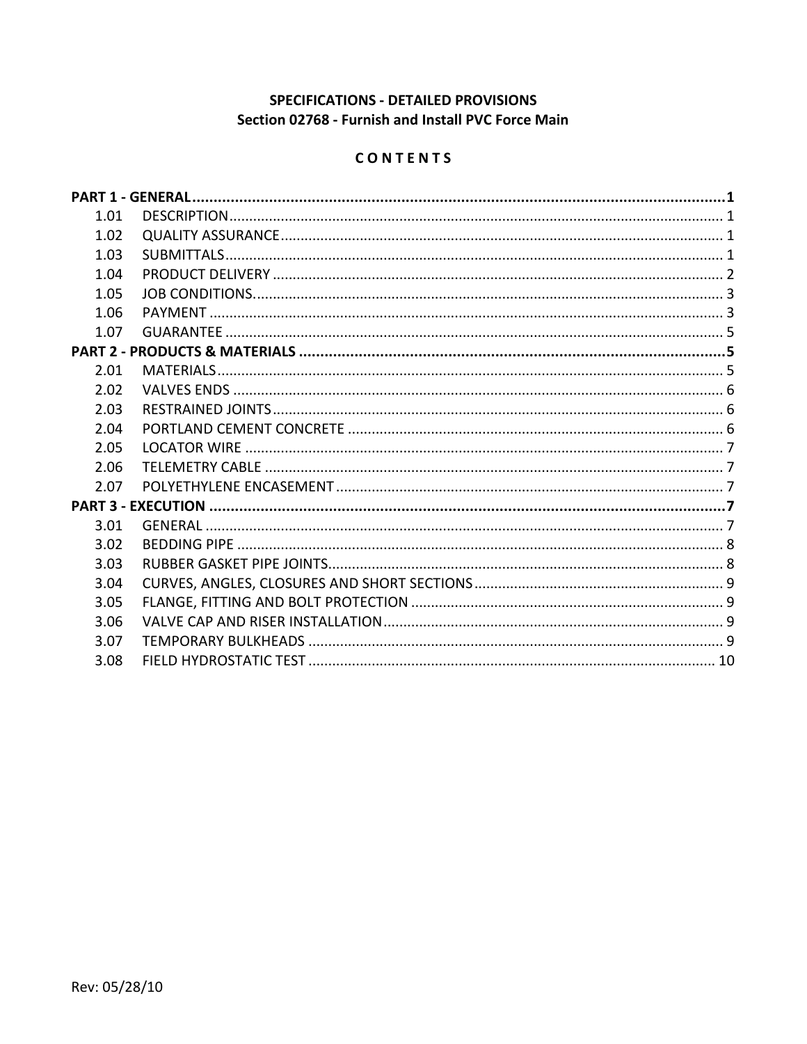**SPECIFICATIONS - DETAILED PROVISIONS**
**Section 02768 - Furnish and Install PVC Force Main**

**C O N T E N T S**

**PART 1 - GENERAL ........................................................................................................................1**

| | | |
|---|---|---|
| 1.01 | DESCRIPTION | 1 |
| 1.02 | QUALITY ASSURANCE | 1 |
| 1.03 | SUBMITTALS | 1 |
| 1.04 | PRODUCT DELIVERY | 2 |
| 1.05 | JOB CONDITIONS | 3 |
| 1.06 | PAYMENT | 3 |
| 1.07 | GUARANTEE | 5 |

**PART 2 - PRODUCTS & MATERIALS ..................................................................................5**

| | | |
|---|---|---|
| 2.01 | MATERIALS | 5 |
| 2.02 | VALVES ENDS | 6 |
| 2.03 | RESTRAINED JOINTS | 6 |
| 2.04 | PORTLAND CEMENT CONCRETE | 6 |
| 2.05 | LOCATOR WIRE | 7 |
| 2.06 | TELEMETRY CABLE | 7 |
| 2.07 | POLYETHYLENE ENCASEMENT | 7 |

**PART 3 - EXECUTION ..........................................................................................................7**

| | | |
|---|---|---|
| 3.01 | GENERAL | 7 |
| 3.02 | BEDDING PIPE | 8 |
| 3.03 | RUBBER GASKET PIPE JOINTS | 8 |
| 3.04 | CURVES, ANGLES, CLOSURES AND SHORT SECTIONS | 9 |
| 3.05 | FLANGE, FITTING AND BOLT PROTECTION | 9 |
| 3.06 | VALVE CAP AND RISER INSTALLATION | 9 |
| 3.07 | TEMPORARY BULKHEADS | 9 |
| 3.08 | FIELD HYDROSTATIC TEST | 10 |

Rev: 05/28/10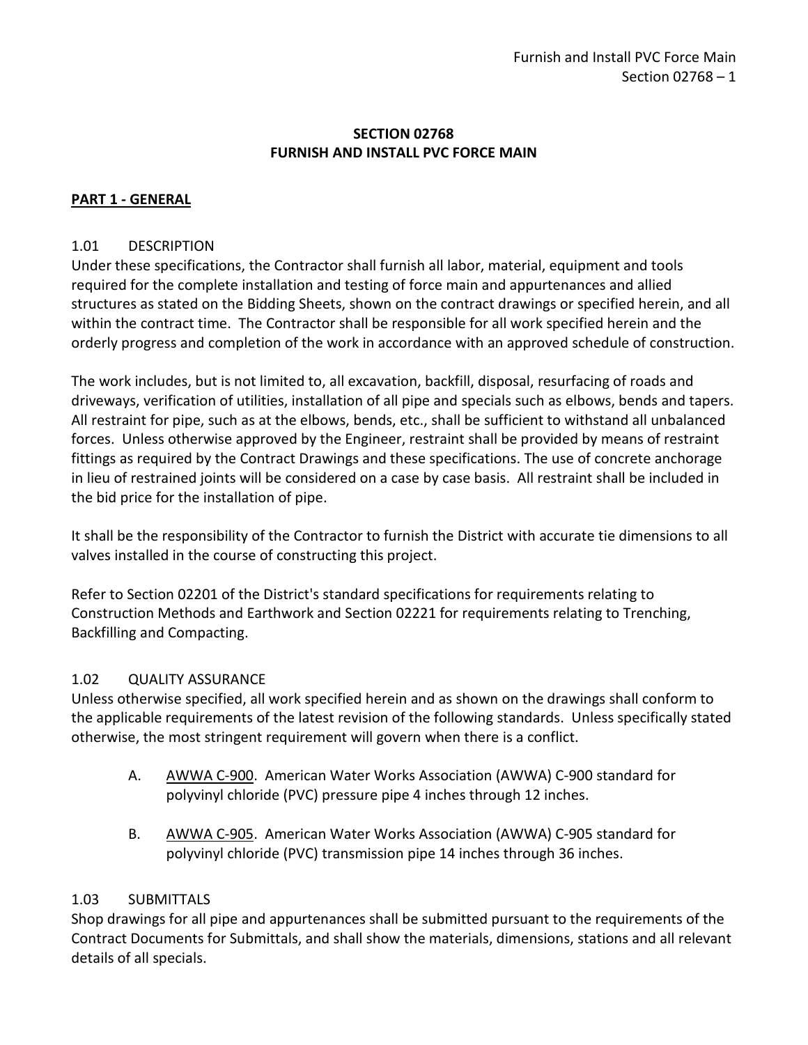# SECTION 02768
# FURNISH AND INSTALL PVC FORCE MAIN

## PART 1 - GENERAL

### 1.01 DESCRIPTION

Under these specifications, the Contractor shall furnish all labor, material, equipment and tools required for the complete installation and testing of force main and appurtenances and allied structures as stated on the Bidding Sheets, shown on the contract drawings or specified herein, and all within the contract time. The Contractor shall be responsible for all work specified herein and the orderly progress and completion of the work in accordance with an approved schedule of construction.

The work includes, but is not limited to, all excavation, backfill, disposal, resurfacing of roads and driveways, verification of utilities, installation of all pipe and specials such as elbows, bends and tapers. All restraint for pipe, such as at the elbows, bends, etc., shall be sufficient to withstand all unbalanced forces. Unless otherwise approved by the Engineer, restraint shall be provided by means of restraint fittings as required by the Contract Drawings and these specifications. The use of concrete anchorage in lieu of restrained joints will be considered on a case by case basis. All restraint shall be included in the bid price for the installation of pipe.

It shall be the responsibility of the Contractor to furnish the District with accurate tie dimensions to all valves installed in the course of constructing this project.

Refer to Section 02201 of the District's standard specifications for requirements relating to Construction Methods and Earthwork and Section 02221 for requirements relating to Trenching, Backfilling and Compacting.

### 1.02 QUALITY ASSURANCE

Unless otherwise specified, all work specified herein and as shown on the drawings shall conform to the applicable requirements of the latest revision of the following standards. Unless specifically stated otherwise, the most stringent requirement will govern when there is a conflict.

A. AWWA C-900. American Water Works Association (AWWA) C-900 standard for polyvinyl chloride (PVC) pressure pipe 4 inches through 12 inches.

B. AWWA C-905. American Water Works Association (AWWA) C-905 standard for polyvinyl chloride (PVC) transmission pipe 14 inches through 36 inches.

### 1.03 SUBMITTALS

Shop drawings for all pipe and appurtenances shall be submitted pursuant to the requirements of the Contract Documents for Submittals, and shall show the materials, dimensions, stations and all relevant details of all specials.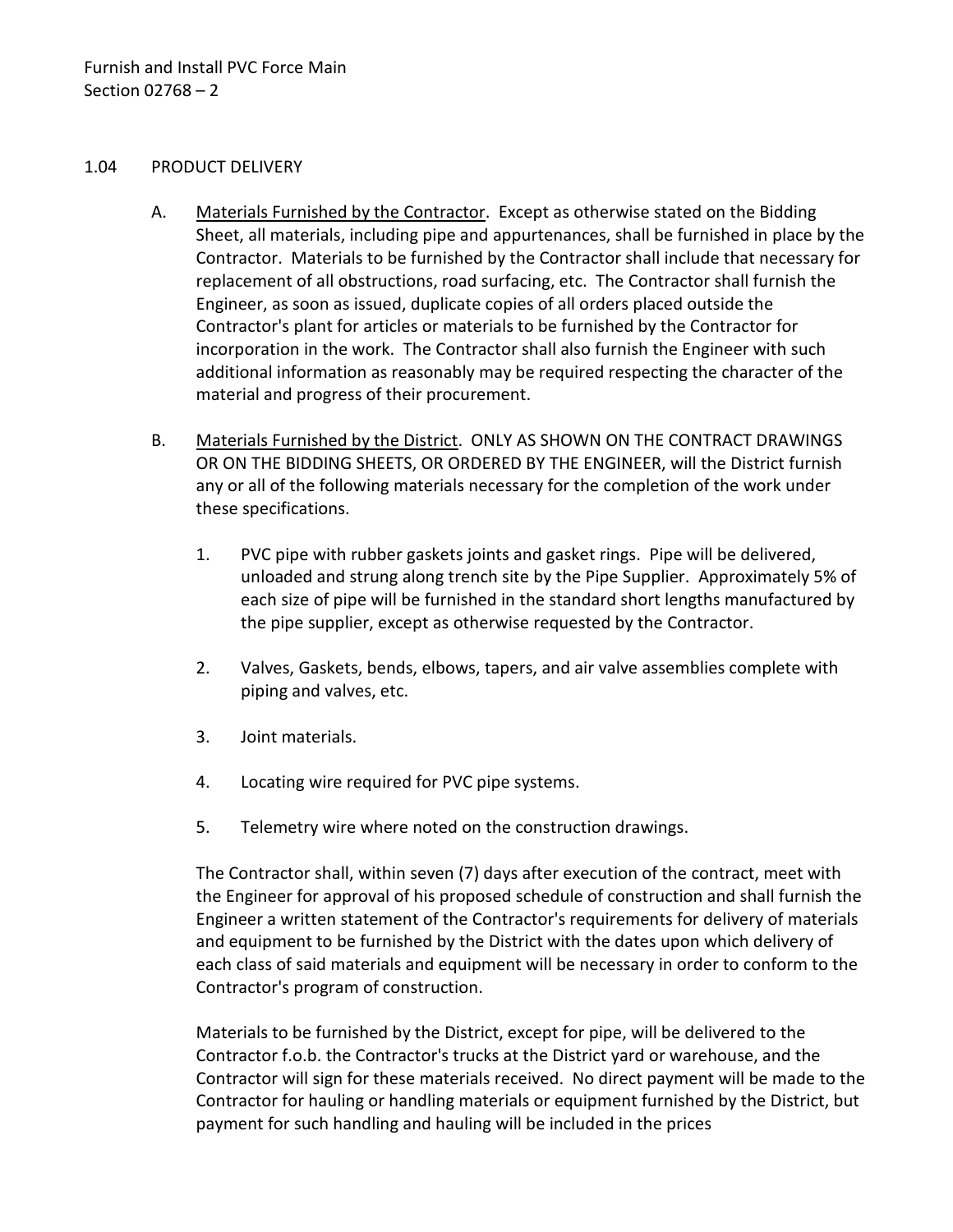## 1.04 PRODUCT DELIVERY

A. Materials Furnished by the Contractor. Except as otherwise stated on the Bidding Sheet, all materials, including pipe and appurtenances, shall be furnished in place by the Contractor. Materials to be furnished by the Contractor shall include that necessary for replacement of all obstructions, road surfacing, etc. The Contractor shall furnish the Engineer, as soon as issued, duplicate copies of all orders placed outside the Contractor's plant for articles or materials to be furnished by the Contractor for incorporation in the work. The Contractor shall also furnish the Engineer with such additional information as reasonably may be required respecting the character of the material and progress of their procurement.

B. Materials Furnished by the District. ONLY AS SHOWN ON THE CONTRACT DRAWINGS OR ON THE BIDDING SHEETS, OR ORDERED BY THE ENGINEER, will the District furnish any or all of the following materials necessary for the completion of the work under these specifications.

   1. PVC pipe with rubber gaskets joints and gasket rings. Pipe will be delivered, unloaded and strung along trench site by the Pipe Supplier. Approximately 5% of each size of pipe will be furnished in the standard short lengths manufactured by the pipe supplier, except as otherwise requested by the Contractor.

   2. Valves, Gaskets, bends, elbows, tapers, and air valve assemblies complete with piping and valves, etc.

   3. Joint materials.

   4. Locating wire required for PVC pipe systems.

   5. Telemetry wire where noted on the construction drawings.

   The Contractor shall, within seven (7) days after execution of the contract, meet with the Engineer for approval of his proposed schedule of construction and shall furnish the Engineer a written statement of the Contractor's requirements for delivery of materials and equipment to be furnished by the District with the dates upon which delivery of each class of said materials and equipment will be necessary in order to conform to the Contractor's program of construction.

   Materials to be furnished by the District, except for pipe, will be delivered to the Contractor f.o.b. the Contractor's trucks at the District yard or warehouse, and the Contractor will sign for these materials received. No direct payment will be made to the Contractor for hauling or handling materials or equipment furnished by the District, but payment for such handling and hauling will be included in the prices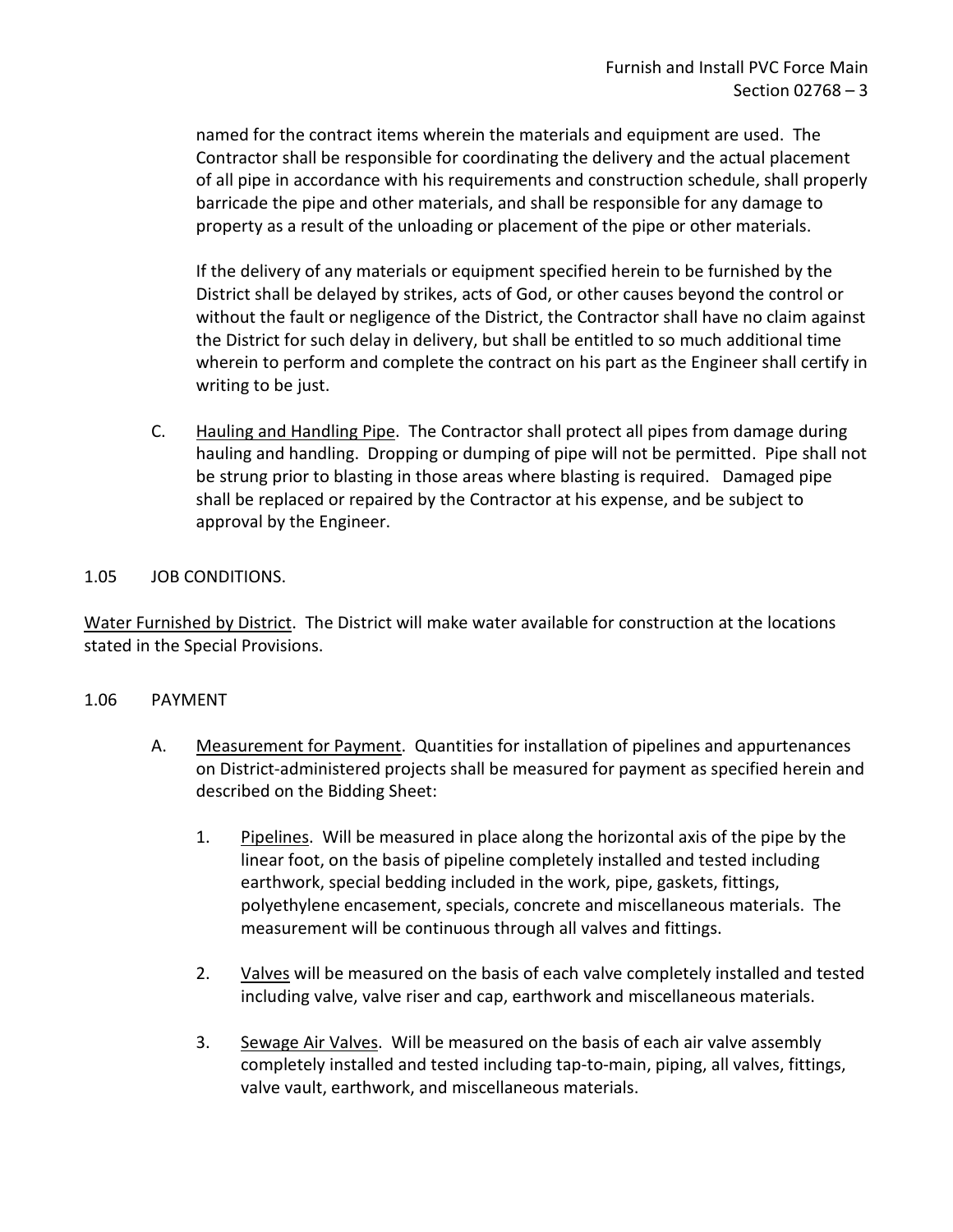named for the contract items wherein the materials and equipment are used. The Contractor shall be responsible for coordinating the delivery and the actual placement of all pipe in accordance with his requirements and construction schedule, shall properly barricade the pipe and other materials, and shall be responsible for any damage to property as a result of the unloading or placement of the pipe or other materials.

If the delivery of any materials or equipment specified herein to be furnished by the District shall be delayed by strikes, acts of God, or other causes beyond the control or without the fault or negligence of the District, the Contractor shall have no claim against the District for such delay in delivery, but shall be entitled to so much additional time wherein to perform and complete the contract on his part as the Engineer shall certify in writing to be just.

C. Hauling and Handling Pipe. The Contractor shall protect all pipes from damage during hauling and handling. Dropping or dumping of pipe will not be permitted. Pipe shall not be strung prior to blasting in those areas where blasting is required. Damaged pipe shall be replaced or repaired by the Contractor at his expense, and be subject to approval by the Engineer.

## 1.05 JOB CONDITIONS.

Water Furnished by District. The District will make water available for construction at the locations stated in the Special Provisions.

## 1.06 PAYMENT

A. Measurement for Payment. Quantities for installation of pipelines and appurtenances on District-administered projects shall be measured for payment as specified herein and described on the Bidding Sheet:

1. Pipelines. Will be measured in place along the horizontal axis of the pipe by the linear foot, on the basis of pipeline completely installed and tested including earthwork, special bedding included in the work, pipe, gaskets, fittings, polyethylene encasement, specials, concrete and miscellaneous materials. The measurement will be continuous through all valves and fittings.

2. Valves will be measured on the basis of each valve completely installed and tested including valve, valve riser and cap, earthwork and miscellaneous materials.

3. Sewage Air Valves. Will be measured on the basis of each air valve assembly completely installed and tested including tap-to-main, piping, all valves, fittings, valve vault, earthwork, and miscellaneous materials.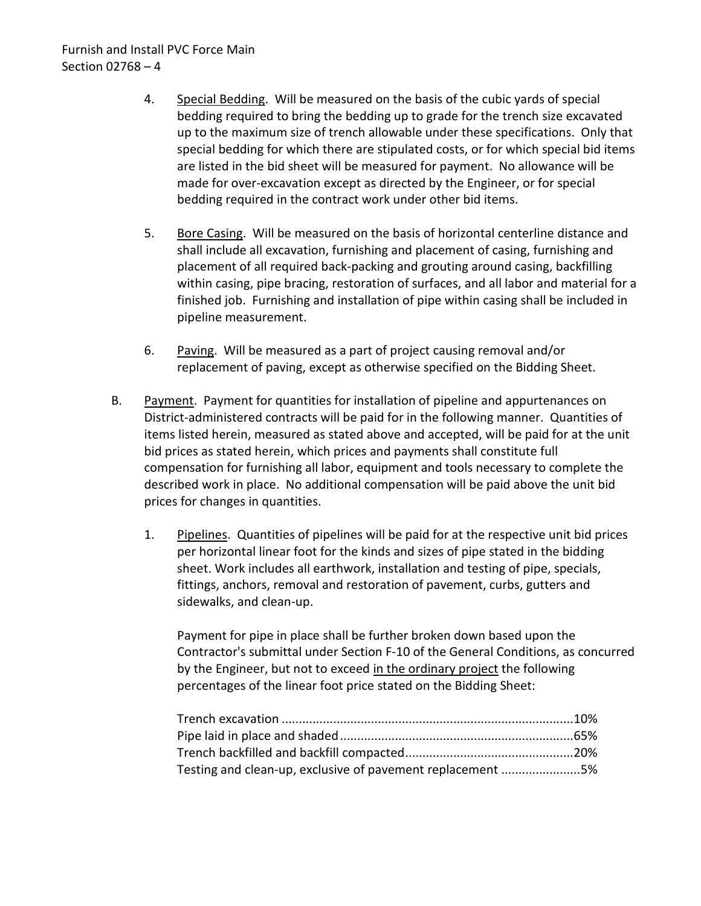4. Special Bedding. Will be measured on the basis of the cubic yards of special bedding required to bring the bedding up to grade for the trench size excavated up to the maximum size of trench allowable under these specifications. Only that special bedding for which there are stipulated costs, or for which special bid items are listed in the bid sheet will be measured for payment. No allowance will be made for over-excavation except as directed by the Engineer, or for special bedding required in the contract work under other bid items.

5. Bore Casing. Will be measured on the basis of horizontal centerline distance and shall include all excavation, furnishing and placement of casing, furnishing and placement of all required back-packing and grouting around casing, backfilling within casing, pipe bracing, restoration of surfaces, and all labor and material for a finished job. Furnishing and installation of pipe within casing shall be included in pipeline measurement.

6. Paving. Will be measured as a part of project causing removal and/or replacement of paving, except as otherwise specified on the Bidding Sheet.

B. Payment. Payment for quantities for installation of pipeline and appurtenances on District-administered contracts will be paid for in the following manner. Quantities of items listed herein, measured as stated above and accepted, will be paid for at the unit bid prices as stated herein, which prices and payments shall constitute full compensation for furnishing all labor, equipment and tools necessary to complete the described work in place. No additional compensation will be paid above the unit bid prices for changes in quantities.

1. Pipelines. Quantities of pipelines will be paid for at the respective unit bid prices per horizontal linear foot for the kinds and sizes of pipe stated in the bidding sheet. Work includes all earthwork, installation and testing of pipe, specials, fittings, anchors, removal and restoration of pavement, curbs, gutters and sidewalks, and clean-up.

   Payment for pipe in place shall be further broken down based upon the Contractor's submittal under Section F-10 of the General Conditions, as concurred by the Engineer, but not to exceed <u>in the ordinary project</u> the following percentages of the linear foot price stated on the Bidding Sheet:

   Trench excavation ....................................................................................10%
   Pipe laid in place and shaded...................................................................65%
   Trench backfilled and backfill compacted................................................20%
   Testing and clean-up, exclusive of pavement replacement ......................5%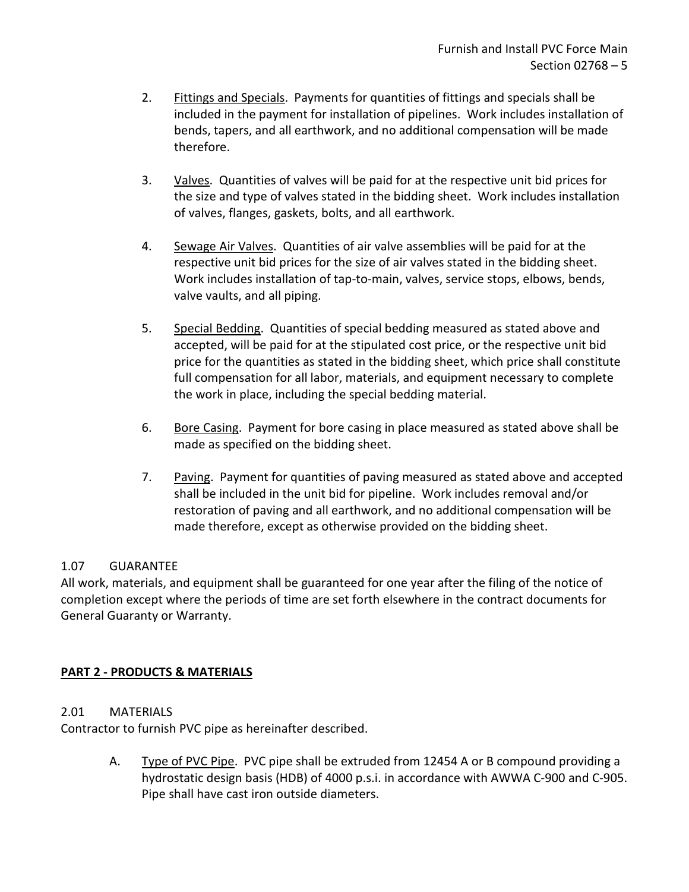2. Fittings and Specials. Payments for quantities of fittings and specials shall be included in the payment for installation of pipelines. Work includes installation of bends, tapers, and all earthwork, and no additional compensation will be made therefore.

3. Valves. Quantities of valves will be paid for at the respective unit bid prices for the size and type of valves stated in the bidding sheet. Work includes installation of valves, flanges, gaskets, bolts, and all earthwork.

4. Sewage Air Valves. Quantities of air valve assemblies will be paid for at the respective unit bid prices for the size of air valves stated in the bidding sheet. Work includes installation of tap-to-main, valves, service stops, elbows, bends, valve vaults, and all piping.

5. Special Bedding. Quantities of special bedding measured as stated above and accepted, will be paid for at the stipulated cost price, or the respective unit bid price for the quantities as stated in the bidding sheet, which price shall constitute full compensation for all labor, materials, and equipment necessary to complete the work in place, including the special bedding material.

6. Bore Casing. Payment for bore casing in place measured as stated above shall be made as specified on the bidding sheet.

7. Paving. Payment for quantities of paving measured as stated above and accepted shall be included in the unit bid for pipeline. Work includes removal and/or restoration of paving and all earthwork, and no additional compensation will be made therefore, except as otherwise provided on the bidding sheet.

### 1.07 GUARANTEE

All work, materials, and equipment shall be guaranteed for one year after the filing of the notice of completion except where the periods of time are set forth elsewhere in the contract documents for General Guaranty or Warranty.

## PART 2 - PRODUCTS & MATERIALS

### 2.01 MATERIALS

Contractor to furnish PVC pipe as hereinafter described.

A. Type of PVC Pipe. PVC pipe shall be extruded from 12454 A or B compound providing a hydrostatic design basis (HDB) of 4000 p.s.i. in accordance with AWWA C-900 and C-905. Pipe shall have cast iron outside diameters.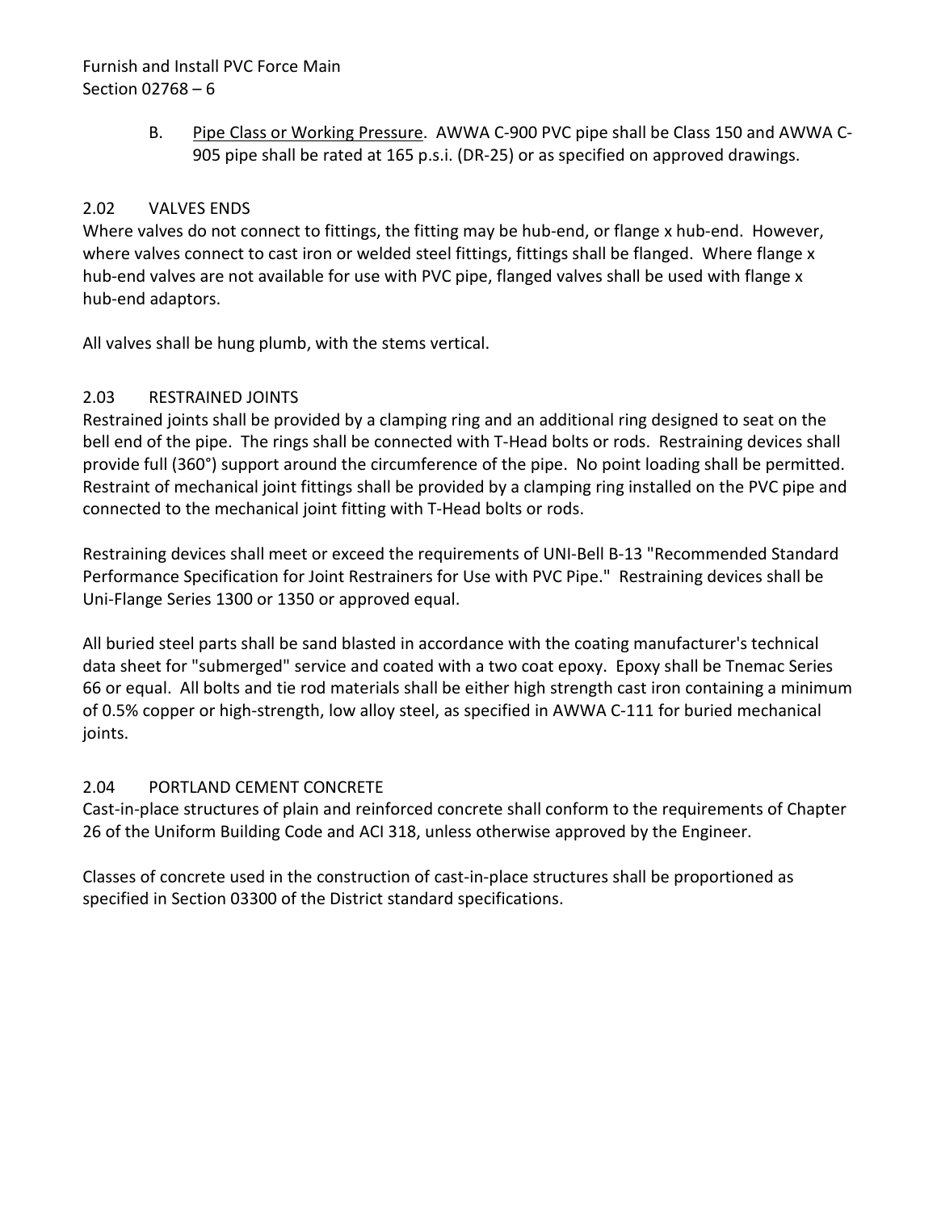B. Pipe Class or Working Pressure. AWWA C-900 PVC pipe shall be Class 150 and AWWA C-905 pipe shall be rated at 165 p.s.i. (DR-25) or as specified on approved drawings.

## 2.02 VALVES ENDS

Where valves do not connect to fittings, the fitting may be hub-end, or flange x hub-end. However, where valves connect to cast iron or welded steel fittings, fittings shall be flanged. Where flange x hub-end valves are not available for use with PVC pipe, flanged valves shall be used with flange x hub-end adaptors.

All valves shall be hung plumb, with the stems vertical.

## 2.03 RESTRAINED JOINTS

Restrained joints shall be provided by a clamping ring and an additional ring designed to seat on the bell end of the pipe. The rings shall be connected with T-Head bolts or rods. Restraining devices shall provide full (360°) support around the circumference of the pipe. No point loading shall be permitted. Restraint of mechanical joint fittings shall be provided by a clamping ring installed on the PVC pipe and connected to the mechanical joint fitting with T-Head bolts or rods.

Restraining devices shall meet or exceed the requirements of UNI-Bell B-13 "Recommended Standard Performance Specification for Joint Restrainers for Use with PVC Pipe." Restraining devices shall be Uni-Flange Series 1300 or 1350 or approved equal.

All buried steel parts shall be sand blasted in accordance with the coating manufacturer's technical data sheet for "submerged" service and coated with a two coat epoxy. Epoxy shall be Tnemac Series 66 or equal. All bolts and tie rod materials shall be either high strength cast iron containing a minimum of 0.5% copper or high-strength, low alloy steel, as specified in AWWA C-111 for buried mechanical joints.

## 2.04 PORTLAND CEMENT CONCRETE

Cast-in-place structures of plain and reinforced concrete shall conform to the requirements of Chapter 26 of the Uniform Building Code and ACI 318, unless otherwise approved by the Engineer.

Classes of concrete used in the construction of cast-in-place structures shall be proportioned as specified in Section 03300 of the District standard specifications.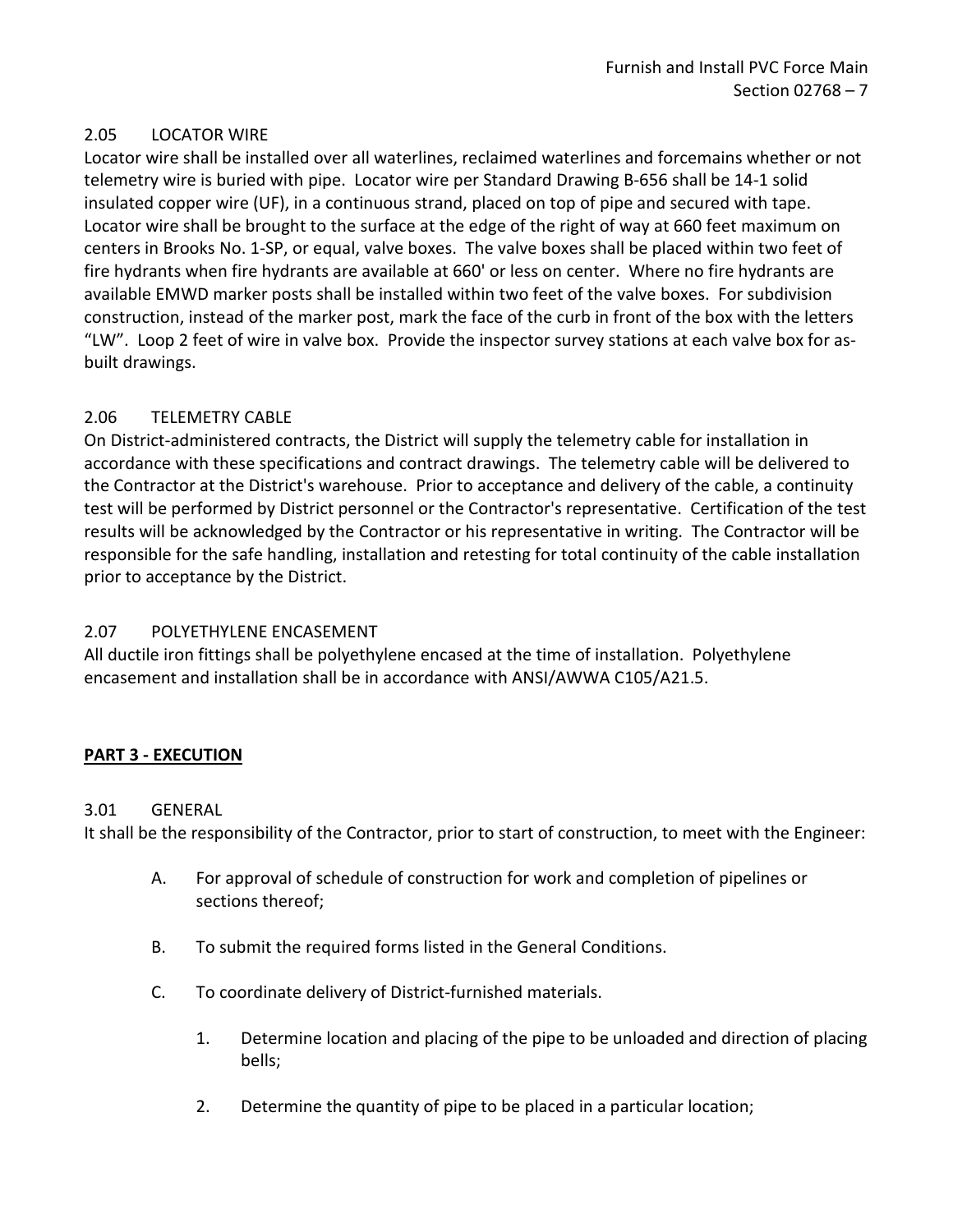### 2.05 LOCATOR WIRE

Locator wire shall be installed over all waterlines, reclaimed waterlines and forcemains whether or not telemetry wire is buried with pipe. Locator wire per Standard Drawing B-656 shall be 14-1 solid insulated copper wire (UF), in a continuous strand, placed on top of pipe and secured with tape. Locator wire shall be brought to the surface at the edge of the right of way at 660 feet maximum on centers in Brooks No. 1-SP, or equal, valve boxes. The valve boxes shall be placed within two feet of fire hydrants when fire hydrants are available at 660' or less on center. Where no fire hydrants are available EMWD marker posts shall be installed within two feet of the valve boxes. For subdivision construction, instead of the marker post, mark the face of the curb in front of the box with the letters "LW". Loop 2 feet of wire in valve box. Provide the inspector survey stations at each valve box for as-built drawings.

### 2.06 TELEMETRY CABLE

On District-administered contracts, the District will supply the telemetry cable for installation in accordance with these specifications and contract drawings. The telemetry cable will be delivered to the Contractor at the District's warehouse. Prior to acceptance and delivery of the cable, a continuity test will be performed by District personnel or the Contractor's representative. Certification of the test results will be acknowledged by the Contractor or his representative in writing. The Contractor will be responsible for the safe handling, installation and retesting for total continuity of the cable installation prior to acceptance by the District.

### 2.07 POLYETHYLENE ENCASEMENT

All ductile iron fittings shall be polyethylene encased at the time of installation. Polyethylene encasement and installation shall be in accordance with ANSI/AWWA C105/A21.5.

## PART 3 - EXECUTION

### 3.01 GENERAL

It shall be the responsibility of the Contractor, prior to start of construction, to meet with the Engineer:

A. For approval of schedule of construction for work and completion of pipelines or sections thereof;

B. To submit the required forms listed in the General Conditions.

C. To coordinate delivery of District-furnished materials.

   1. Determine location and placing of the pipe to be unloaded and direction of placing bells;

   2. Determine the quantity of pipe to be placed in a particular location;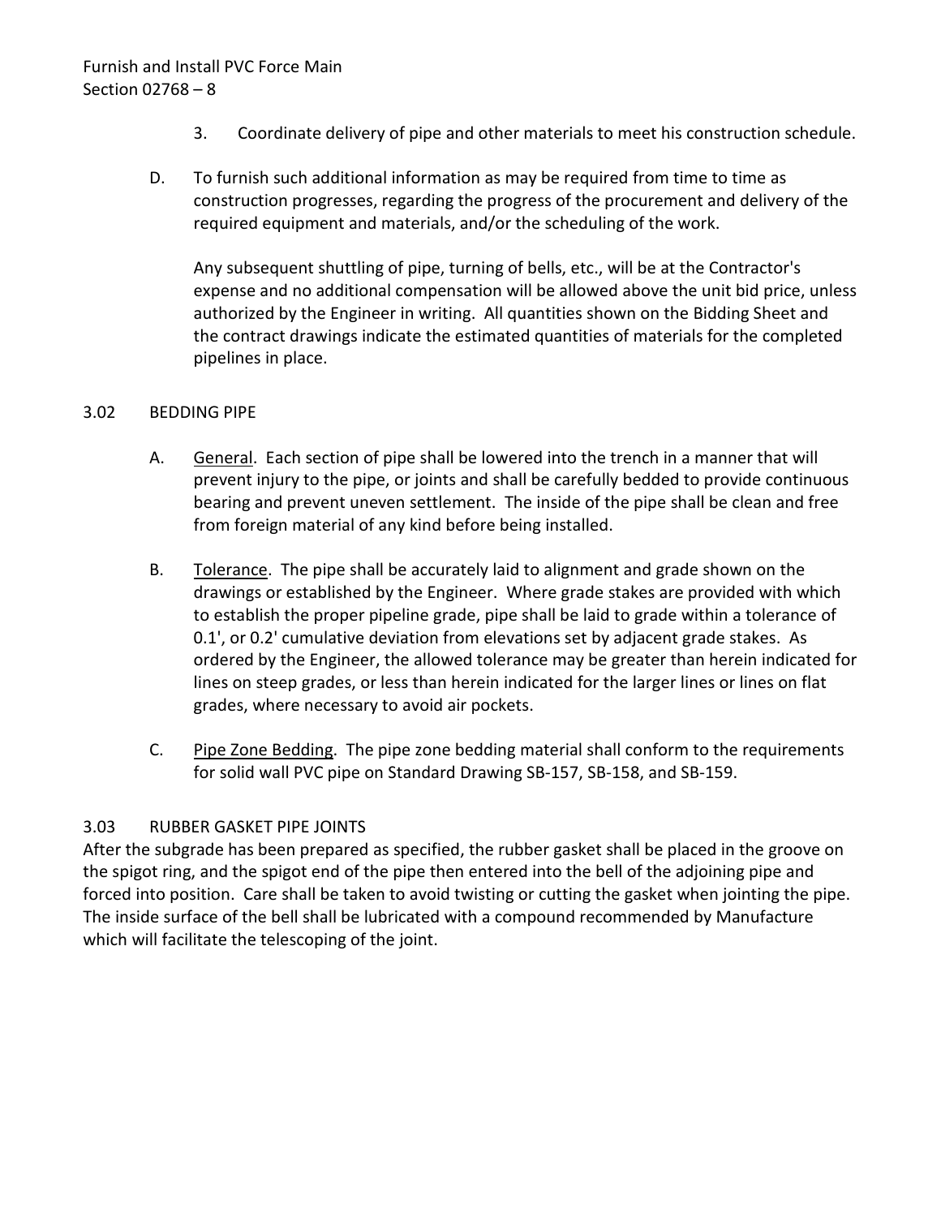3. Coordinate delivery of pipe and other materials to meet his construction schedule.

D. To furnish such additional information as may be required from time to time as construction progresses, regarding the progress of the procurement and delivery of the required equipment and materials, and/or the scheduling of the work.

   Any subsequent shuttling of pipe, turning of bells, etc., will be at the Contractor's expense and no additional compensation will be allowed above the unit bid price, unless authorized by the Engineer in writing. All quantities shown on the Bidding Sheet and the contract drawings indicate the estimated quantities of materials for the completed pipelines in place.

## 3.02 BEDDING PIPE

A. General. Each section of pipe shall be lowered into the trench in a manner that will prevent injury to the pipe, or joints and shall be carefully bedded to provide continuous bearing and prevent uneven settlement. The inside of the pipe shall be clean and free from foreign material of any kind before being installed.

B. Tolerance. The pipe shall be accurately laid to alignment and grade shown on the drawings or established by the Engineer. Where grade stakes are provided with which to establish the proper pipeline grade, pipe shall be laid to grade within a tolerance of 0.1', or 0.2' cumulative deviation from elevations set by adjacent grade stakes. As ordered by the Engineer, the allowed tolerance may be greater than herein indicated for lines on steep grades, or less than herein indicated for the larger lines or lines on flat grades, where necessary to avoid air pockets.

C. Pipe Zone Bedding. The pipe zone bedding material shall conform to the requirements for solid wall PVC pipe on Standard Drawing SB-157, SB-158, and SB-159.

## 3.03 RUBBER GASKET PIPE JOINTS

After the subgrade has been prepared as specified, the rubber gasket shall be placed in the groove on the spigot ring, and the spigot end of the pipe then entered into the bell of the adjoining pipe and forced into position. Care shall be taken to avoid twisting or cutting the gasket when jointing the pipe. The inside surface of the bell shall be lubricated with a compound recommended by Manufacture which will facilitate the telescoping of the joint.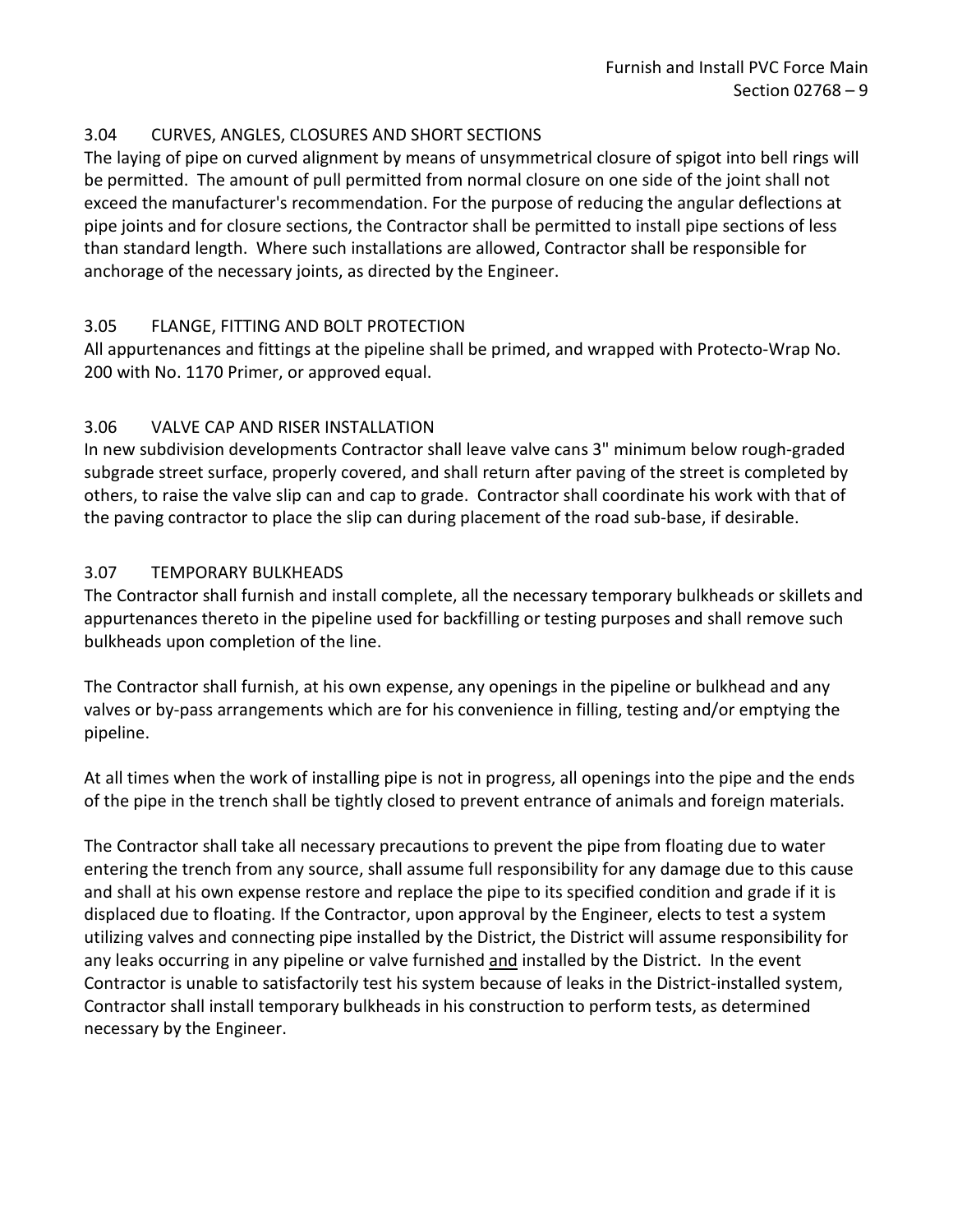### 3.04 CURVES, ANGLES, CLOSURES AND SHORT SECTIONS

The laying of pipe on curved alignment by means of unsymmetrical closure of spigot into bell rings will be permitted. The amount of pull permitted from normal closure on one side of the joint shall not exceed the manufacturer's recommendation. For the purpose of reducing the angular deflections at pipe joints and for closure sections, the Contractor shall be permitted to install pipe sections of less than standard length. Where such installations are allowed, Contractor shall be responsible for anchorage of the necessary joints, as directed by the Engineer.

### 3.05 FLANGE, FITTING AND BOLT PROTECTION

All appurtenances and fittings at the pipeline shall be primed, and wrapped with Protecto-Wrap No. 200 with No. 1170 Primer, or approved equal.

### 3.06 VALVE CAP AND RISER INSTALLATION

In new subdivision developments Contractor shall leave valve cans 3" minimum below rough-graded subgrade street surface, properly covered, and shall return after paving of the street is completed by others, to raise the valve slip can and cap to grade. Contractor shall coordinate his work with that of the paving contractor to place the slip can during placement of the road sub-base, if desirable.

### 3.07 TEMPORARY BULKHEADS

The Contractor shall furnish and install complete, all the necessary temporary bulkheads or skillets and appurtenances thereto in the pipeline used for backfilling or testing purposes and shall remove such bulkheads upon completion of the line.

The Contractor shall furnish, at his own expense, any openings in the pipeline or bulkhead and any valves or by-pass arrangements which are for his convenience in filling, testing and/or emptying the pipeline.

At all times when the work of installing pipe is not in progress, all openings into the pipe and the ends of the pipe in the trench shall be tightly closed to prevent entrance of animals and foreign materials.

The Contractor shall take all necessary precautions to prevent the pipe from floating due to water entering the trench from any source, shall assume full responsibility for any damage due to this cause and shall at his own expense restore and replace the pipe to its specified condition and grade if it is displaced due to floating. If the Contractor, upon approval by the Engineer, elects to test a system utilizing valves and connecting pipe installed by the District, the District will assume responsibility for any leaks occurring in any pipeline or valve furnished <u>and</u> installed by the District. In the event Contractor is unable to satisfactorily test his system because of leaks in the District-installed system, Contractor shall install temporary bulkheads in his construction to perform tests, as determined necessary by the Engineer.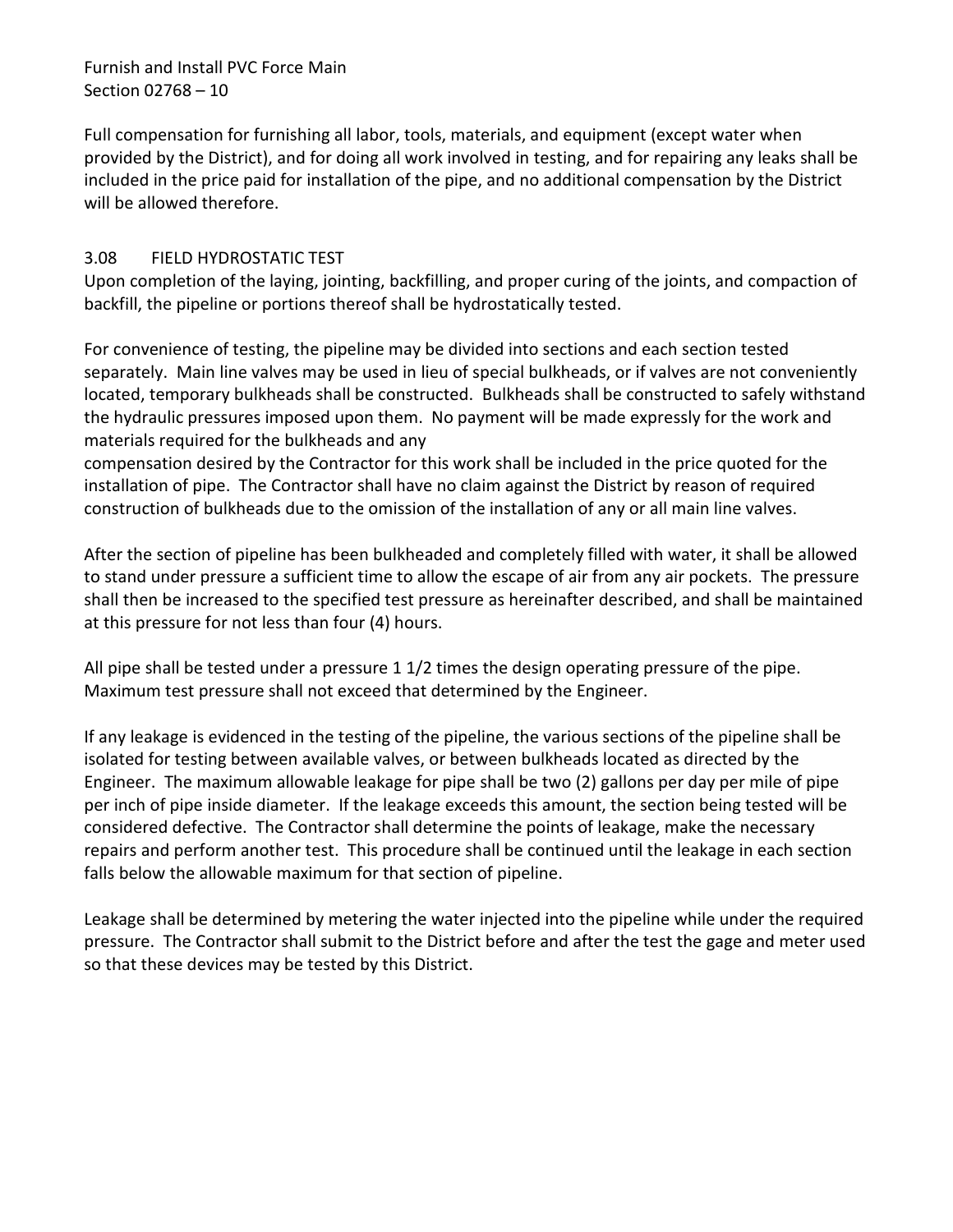Full compensation for furnishing all labor, tools, materials, and equipment (except water when provided by the District), and for doing all work involved in testing, and for repairing any leaks shall be included in the price paid for installation of the pipe, and no additional compensation by the District will be allowed therefore.

### 3.08 FIELD HYDROSTATIC TEST

Upon completion of the laying, jointing, backfilling, and proper curing of the joints, and compaction of backfill, the pipeline or portions thereof shall be hydrostatically tested.

For convenience of testing, the pipeline may be divided into sections and each section tested separately. Main line valves may be used in lieu of special bulkheads, or if valves are not conveniently located, temporary bulkheads shall be constructed. Bulkheads shall be constructed to safely withstand the hydraulic pressures imposed upon them. No payment will be made expressly for the work and materials required for the bulkheads and any compensation desired by the Contractor for this work shall be included in the price quoted for the installation of pipe. The Contractor shall have no claim against the District by reason of required construction of bulkheads due to the omission of the installation of any or all main line valves.

After the section of pipeline has been bulkheaded and completely filled with water, it shall be allowed to stand under pressure a sufficient time to allow the escape of air from any air pockets. The pressure shall then be increased to the specified test pressure as hereinafter described, and shall be maintained at this pressure for not less than four (4) hours.

All pipe shall be tested under a pressure 1 1/2 times the design operating pressure of the pipe. Maximum test pressure shall not exceed that determined by the Engineer.

If any leakage is evidenced in the testing of the pipeline, the various sections of the pipeline shall be isolated for testing between available valves, or between bulkheads located as directed by the Engineer. The maximum allowable leakage for pipe shall be two (2) gallons per day per mile of pipe per inch of pipe inside diameter. If the leakage exceeds this amount, the section being tested will be considered defective. The Contractor shall determine the points of leakage, make the necessary repairs and perform another test. This procedure shall be continued until the leakage in each section falls below the allowable maximum for that section of pipeline.

Leakage shall be determined by metering the water injected into the pipeline while under the required pressure. The Contractor shall submit to the District before and after the test the gage and meter used so that these devices may be tested by this District.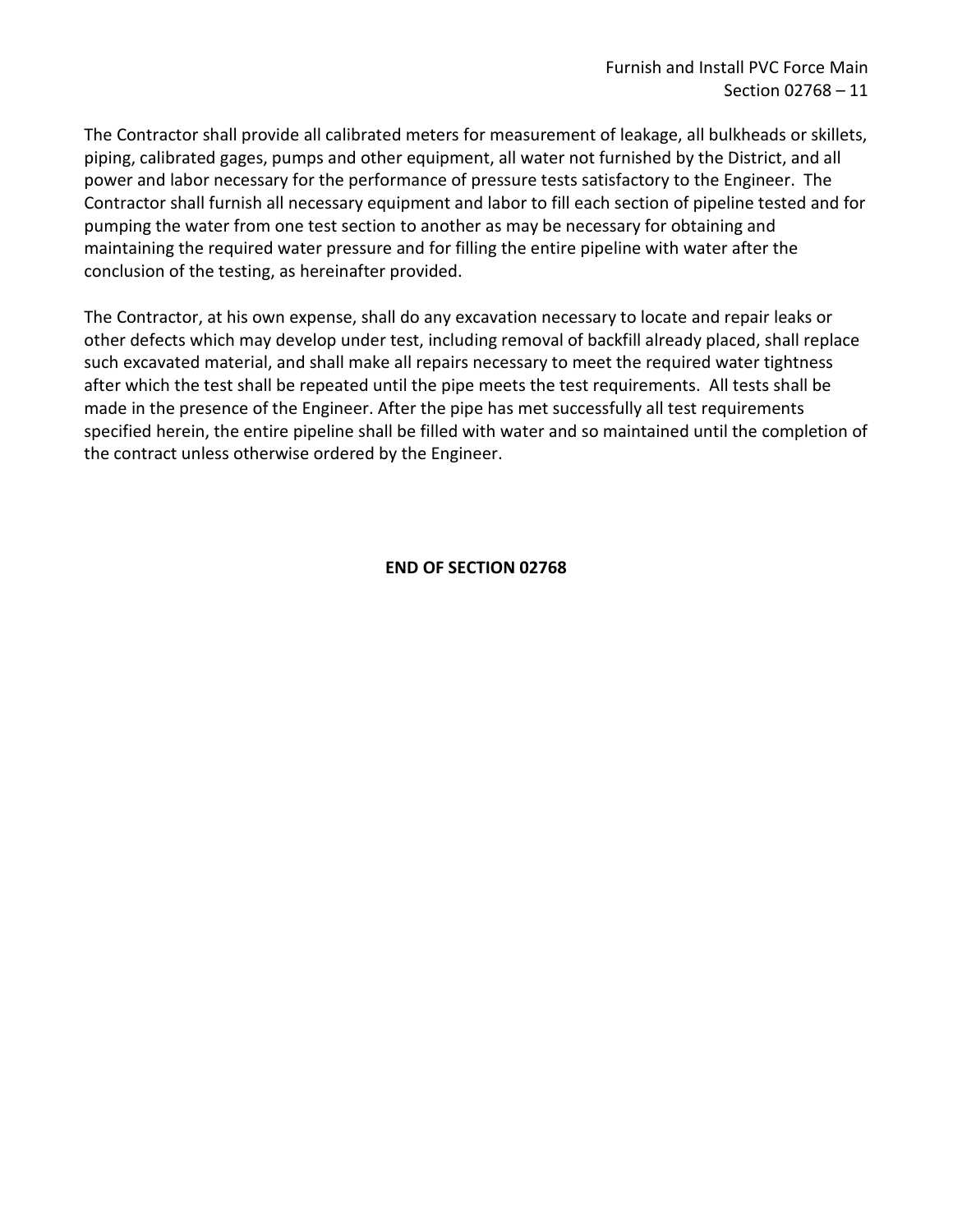The Contractor shall provide all calibrated meters for measurement of leakage, all bulkheads or skillets, piping, calibrated gages, pumps and other equipment, all water not furnished by the District, and all power and labor necessary for the performance of pressure tests satisfactory to the Engineer. The Contractor shall furnish all necessary equipment and labor to fill each section of pipeline tested and for pumping the water from one test section to another as may be necessary for obtaining and maintaining the required water pressure and for filling the entire pipeline with water after the conclusion of the testing, as hereinafter provided.

The Contractor, at his own expense, shall do any excavation necessary to locate and repair leaks or other defects which may develop under test, including removal of backfill already placed, shall replace such excavated material, and shall make all repairs necessary to meet the required water tightness after which the test shall be repeated until the pipe meets the test requirements. All tests shall be made in the presence of the Engineer. After the pipe has met successfully all test requirements specified herein, the entire pipeline shall be filled with water and so maintained until the completion of the contract unless otherwise ordered by the Engineer.

**END OF SECTION 02768**